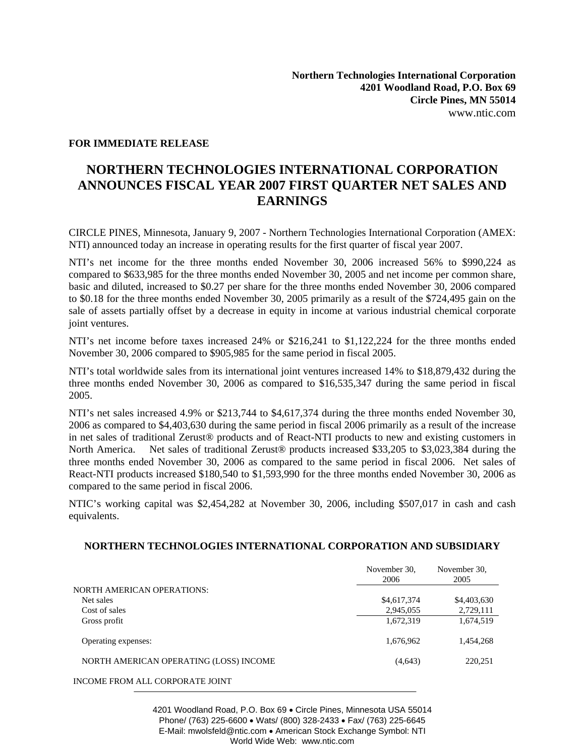**Northern Technologies International Corporation**
**4201 Woodland Road, P.O. Box 69**
**Circle Pines, MN 55014**
www.ntic.com

**FOR IMMEDIATE RELEASE**

# NORTHERN TECHNOLOGIES INTERNATIONAL CORPORATION ANNOUNCES FISCAL YEAR 2007 FIRST QUARTER NET SALES AND EARNINGS

CIRCLE PINES, Minnesota, January 9, 2007 - Northern Technologies International Corporation (AMEX: NTI) announced today an increase in operating results for the first quarter of fiscal year 2007.

NTI's net income for the three months ended November 30, 2006 increased 56% to $990,224 as compared to $633,985 for the three months ended November 30, 2005 and net income per common share, basic and diluted, increased to $0.27 per share for the three months ended November 30, 2006 compared to $0.18 for the three months ended November 30, 2005 primarily as a result of the $724,495 gain on the sale of assets partially offset by a decrease in equity in income at various industrial chemical corporate joint ventures.

NTI's net income before taxes increased 24% or $216,241 to $1,122,224 for the three months ended November 30, 2006 compared to $905,985 for the same period in fiscal 2005.

NTI's total worldwide sales from its international joint ventures increased 14% to $18,879,432 during the three months ended November 30, 2006 as compared to $16,535,347 during the same period in fiscal 2005.

NTI's net sales increased 4.9% or $213,744 to $4,617,374 during the three months ended November 30, 2006 as compared to $4,403,630 during the same period in fiscal 2006 primarily as a result of the increase in net sales of traditional Zerust® products and of React-NTI products to new and existing customers in North America. Net sales of traditional Zerust® products increased $33,205 to $3,023,384 during the three months ended November 30, 2006 as compared to the same period in fiscal 2006. Net sales of React-NTI products increased $180,540 to $1,593,990 for the three months ended November 30, 2006 as compared to the same period in fiscal 2006.

NTIC's working capital was $2,454,282 at November 30, 2006, including $507,017 in cash and cash equivalents.

## NORTHERN TECHNOLOGIES INTERNATIONAL CORPORATION AND SUBSIDIARY

| | November 30, 2006 | November 30, 2005 |
|---|---|---|
| NORTH AMERICAN OPERATIONS: | | |
| Net sales | $4,617,374 | $4,403,630 |
| Cost of sales | 2,945,055 | 2,729,111 |
| Gross profit | 1,672,319 | 1,674,519 |
| Operating expenses: | 1,676,962 | 1,454,268 |
| NORTH AMERICAN OPERATING (LOSS) INCOME | (4,643) | 220,251 |
| INCOME FROM ALL CORPORATE JOINT | | |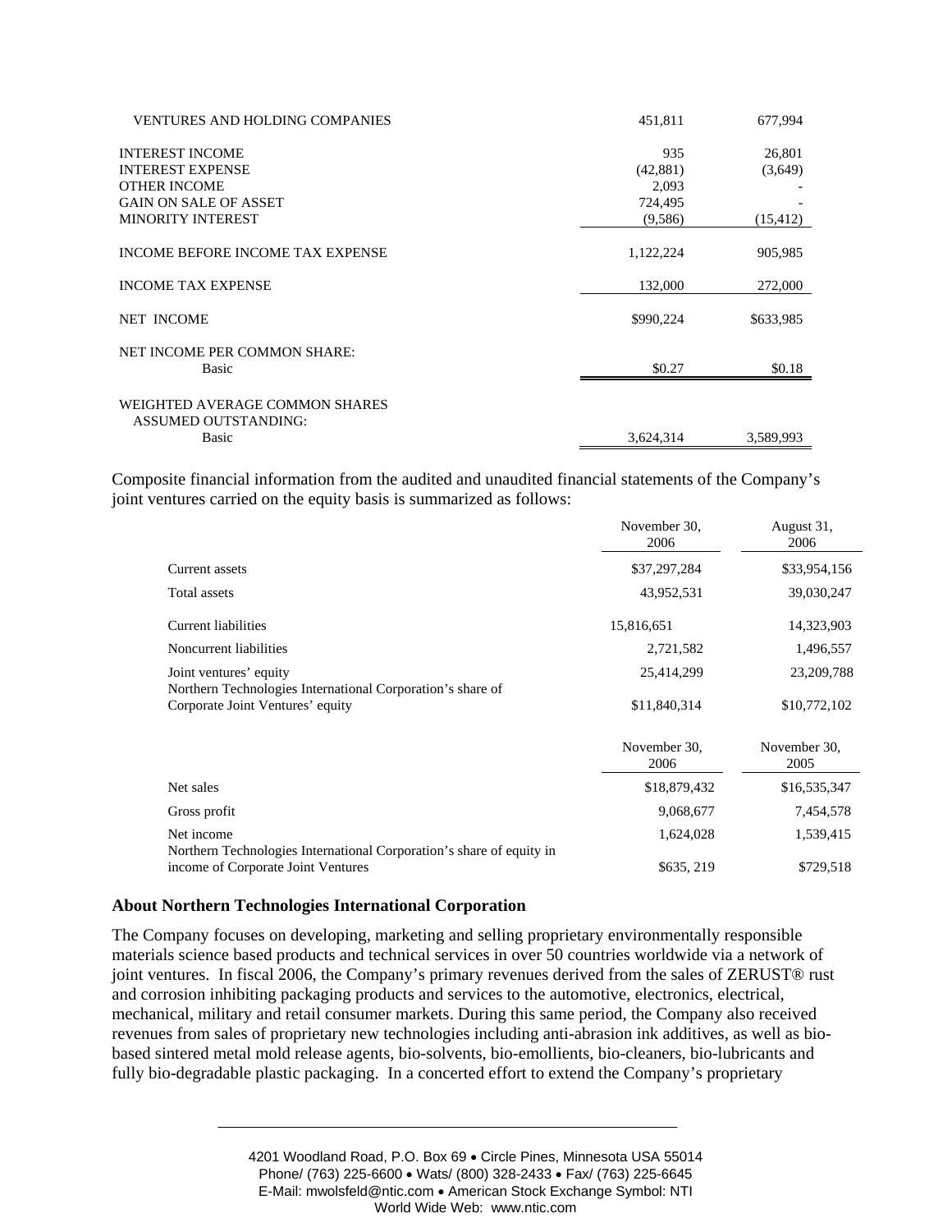| | | |
|---|---|---|
| VENTURES AND HOLDING COMPANIES | 451,811 | 677,994 |
| INTEREST INCOME | 935 | 26,801 |
| INTEREST EXPENSE | (42,881) | (3,649) |
| OTHER INCOME | 2,093 | - |
| GAIN ON SALE OF ASSET | 724,495 | - |
| MINORITY INTEREST | (9,586) | (15,412) |
| INCOME BEFORE INCOME TAX EXPENSE | 1,122,224 | 905,985 |
| INCOME TAX EXPENSE | 132,000 | 272,000 |
| NET INCOME | $990,224 | $633,985 |
| NET INCOME PER COMMON SHARE: | | |
| Basic | $0.27 | $0.18 |
| WEIGHTED AVERAGE COMMON SHARES ASSUMED OUTSTANDING: | | |
| Basic | 3,624,314 | 3,589,993 |

Composite financial information from the audited and unaudited financial statements of the Company's joint ventures carried on the equity basis is summarized as follows:

| | November 30, 2006 | August 31, 2006 |
|---|---|---|
| Current assets | $37,297,284 | $33,954,156 |
| Total assets | 43,952,531 | 39,030,247 |
| Current liabilities | 15,816,651 | 14,323,903 |
| Noncurrent liabilities | 2,721,582 | 1,496,557 |
| Joint ventures' equity | 25,414,299 | 23,209,788 |
| Northern Technologies International Corporation's share of Corporate Joint Ventures' equity | $11,840,314 | $10,772,102 |

| | November 30, 2006 | November 30, 2005 |
|---|---|---|
| Net sales | $18,879,432 | $16,535,347 |
| Gross profit | 9,068,677 | 7,454,578 |
| Net income | 1,624,028 | 1,539,415 |
| Northern Technologies International Corporation's share of equity in income of Corporate Joint Ventures | $635, 219 | $729,518 |

**About Northern Technologies International Corporation**

The Company focuses on developing, marketing and selling proprietary environmentally responsible materials science based products and technical services in over 50 countries worldwide via a network of joint ventures. In fiscal 2006, the Company's primary revenues derived from the sales of ZERUST® rust and corrosion inhibiting packaging products and services to the automotive, electronics, electrical, mechanical, military and retail consumer markets. During this same period, the Company also received revenues from sales of proprietary new technologies including anti-abrasion ink additives, as well as bio-based sintered metal mold release agents, bio-solvents, bio-emollients, bio-cleaners, bio-lubricants and fully bio-degradable plastic packaging. In a concerted effort to extend the Company's proprietary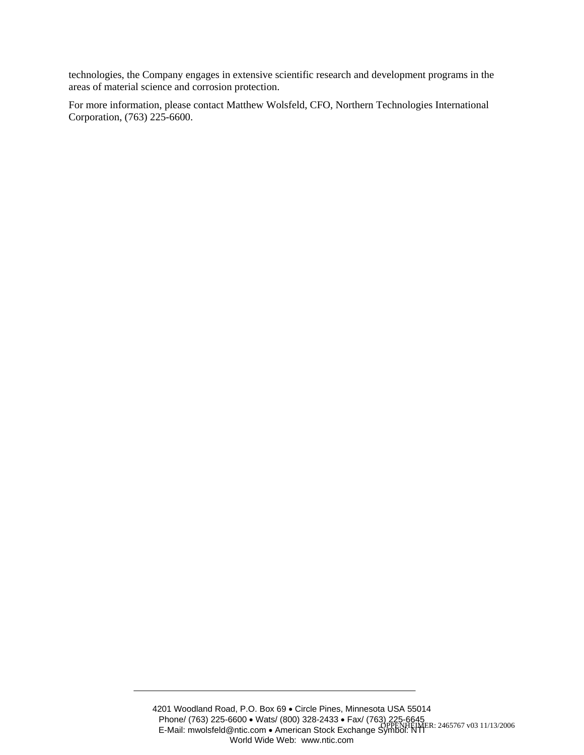technologies, the Company engages in extensive scientific research and development programs in the areas of material science and corrosion protection.

For more information, please contact Matthew Wolsfeld, CFO, Northern Technologies International Corporation, (763) 225-6600.

4201 Woodland Road, P.O. Box 69 • Circle Pines, Minnesota USA 55014
Phone/ (763) 225-6600 • Wats/ (800) 328-2433 • Fax/ (763) 225-6645
E-Mail: mwolsfeld@ntic.com • American Stock Exchange Symbol: NTI
World Wide Web: www.ntic.com

OPPENHEIMER: 2465767 v03 11/13/2006